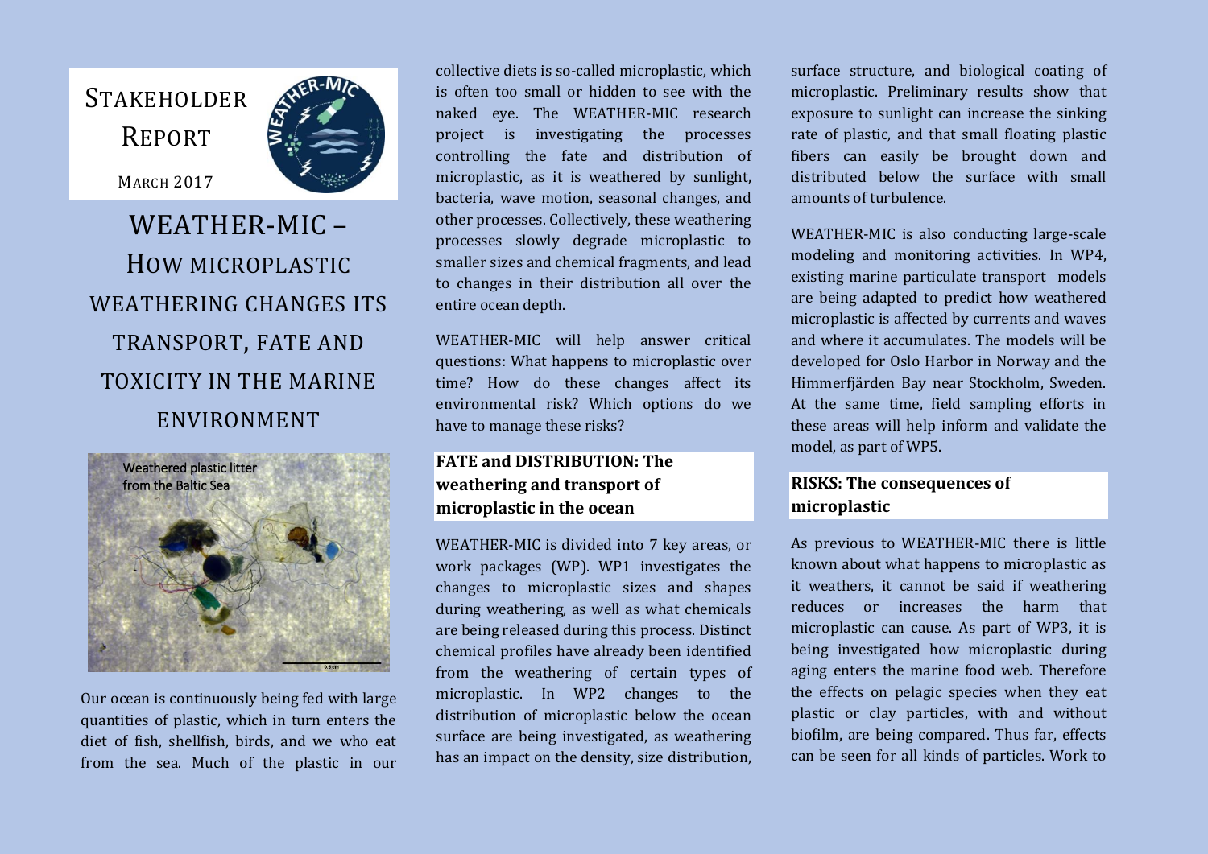Stakeholder Report

March 2017

# WEATHER-MIC – How microplastic weathering changes its transport, fate and toxicity in the marine environment

Weathered plastic litter from the Baltic Sea

Our ocean is continuously being fed with large quantities of plastic, which in turn enters the diet of fish, shellfish, birds, and we who eat from the sea. Much of the plastic in our collective diets is so-called microplastic, which is often too small or hidden to see with the naked eye. The WEATHER-MIC research project is investigating the processes controlling the fate and distribution of microplastic, as it is weathered by sunlight, bacteria, wave motion, seasonal changes, and other processes. Collectively, these weathering processes slowly degrade microplastic to smaller sizes and chemical fragments, and lead to changes in their distribution all over the entire ocean depth.

WEATHER-MIC will help answer critical questions: What happens to microplastic over time? How do these changes affect its environmental risk? Which options do we have to manage these risks?

## FATE and DISTRIBUTION: The weathering and transport of microplastic in the ocean

WEATHER-MIC is divided into 7 key areas, or work packages (WP). WP1 investigates the changes to microplastic sizes and shapes during weathering, as well as what chemicals are being released during this process. Distinct chemical profiles have already been identified from the weathering of certain types of microplastic. In WP2 changes to the distribution of microplastic below the ocean surface are being investigated, as weathering has an impact on the density, size distribution, surface structure, and biological coating of microplastic. Preliminary results show that exposure to sunlight can increase the sinking rate of plastic, and that small floating plastic fibers can easily be brought down and distributed below the surface with small amounts of turbulence.

WEATHER-MIC is also conducting large-scale modeling and monitoring activities. In WP4, existing marine particulate transport models are being adapted to predict how weathered microplastic is affected by currents and waves and where it accumulates. The models will be developed for Oslo Harbor in Norway and the Himmerfjärden Bay near Stockholm, Sweden. At the same time, field sampling efforts in these areas will help inform and validate the model, as part of WP5.

## RISKS: The consequences of microplastic

As previous to WEATHER-MIC there is little known about what happens to microplastic as it weathers, it cannot be said if weathering reduces or increases the harm that microplastic can cause. As part of WP3, it is being investigated how microplastic during aging enters the marine food web. Therefore the effects on pelagic species when they eat plastic or clay particles, with and without biofilm, are being compared. Thus far, effects can be seen for all kinds of particles. Work to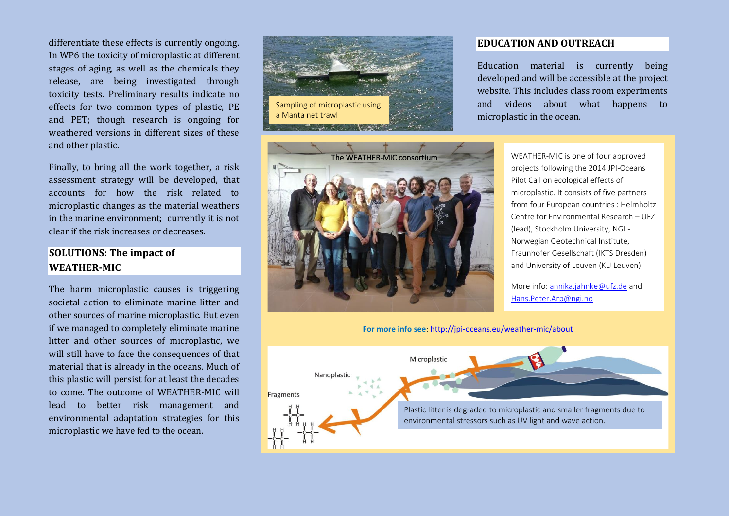differentiate these effects is currently ongoing. In WP6 the toxicity of microplastic at different stages of aging, as well as the chemicals they release, are being investigated through toxicity tests. Preliminary results indicate no effects for two common types of plastic, PE and PET; though research is ongoing for weathered versions in different sizes of these and other plastic.

Finally, to bring all the work together, a risk assessment strategy will be developed, that accounts for how the risk related to microplastic changes as the material weathers in the marine environment; currently it is not clear if the risk increases or decreases.

## SOLUTIONS: The impact of WEATHER-MIC

The harm microplastic causes is triggering societal action to eliminate marine litter and other sources of marine microplastic. But even if we managed to completely eliminate marine litter and other sources of microplastic, we will still have to face the consequences of that material that is already in the oceans. Much of this plastic will persist for at least the decades to come. The outcome of WEATHER-MIC will lead to better risk management and environmental adaptation strategies for this microplastic we have fed to the ocean.

Sampling of microplastic using a Manta net trawl

## EDUCATION AND OUTREACH

Education material is currently being developed and will be accessible at the project website. This includes class room experiments and videos about what happens to microplastic in the ocean.

The WEATHER-MIC consortium

WEATHER-MIC is one of four approved projects following the 2014 JPI-Oceans Pilot Call on ecological effects of microplastic. It consists of five partners from four European countries : Helmholtz Centre for Environmental Research – UFZ (lead), Stockholm University, NGI - Norwegian Geotechnical Institute, Fraunhofer Gesellschaft (IKTS Dresden) and University of Leuven (KU Leuven).

More info: annika.jahnke@ufz.de and Hans.Peter.Arp@ngi.no

**For more info see**: http://jpi-oceans.eu/weather-mic/about

Microplastic

Nanoplastic

Fragments

Plastic litter is degraded to microplastic and smaller fragments due to environmental stressors such as UV light and wave action.